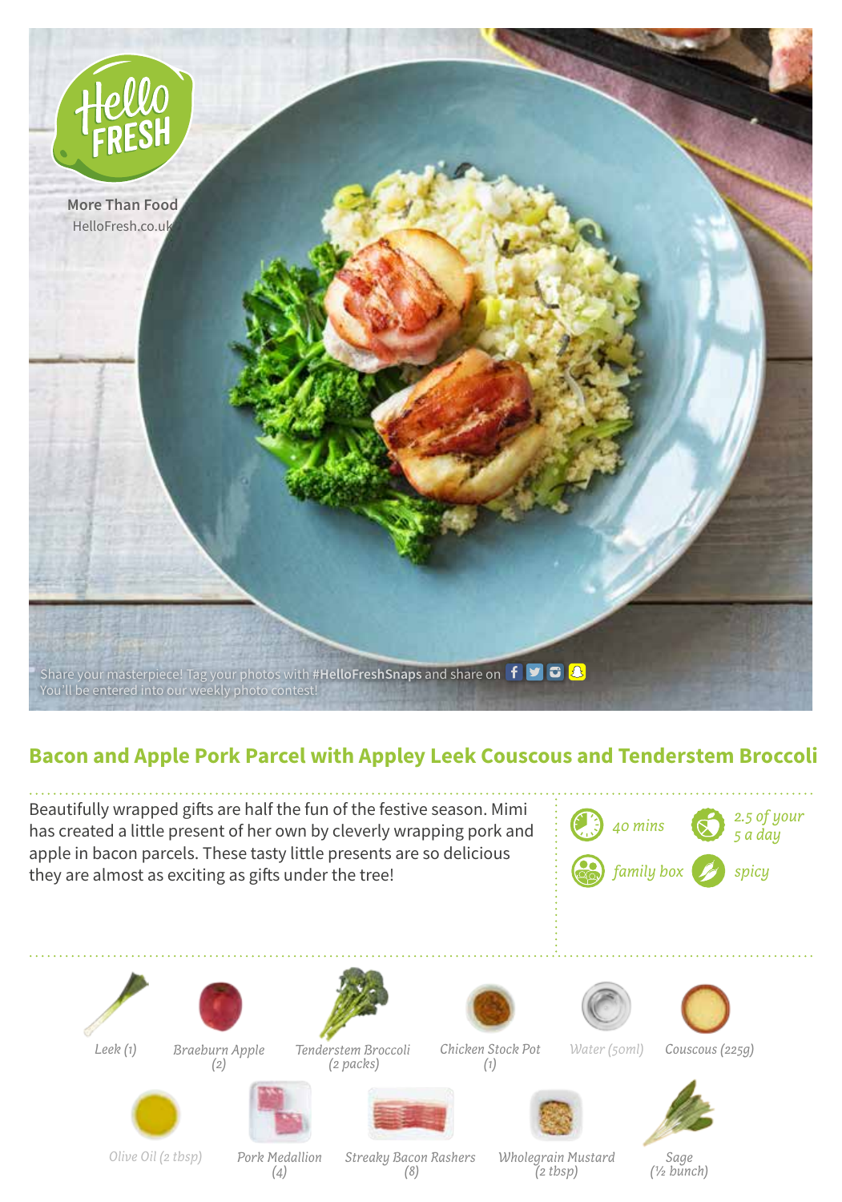More Than Food
HelloFresh.co.uk

Share your masterpiece! Tag your photos with **#HelloFreshSnaps** and share on
You'll be entered into our weekly photo contest!

## Bacon and Apple Pork Parcel with Appley Leek Couscous and Tenderstem Broccoli

Beautifully wrapped gifts are half the fun of the festive season. Mimi has created a little present of her own by cleverly wrapping pork and apple in bacon parcels. These tasty little presents are so delicious they are almost as exciting as gifts under the tree!

*40 mins*

*2.5 of your 5 a day*

*family box*

*spicy*

- *Leek (1)*
- *Braeburn Apple (2)*
- *Tenderstem Broccoli (2 packs)*
- *Chicken Stock Pot (1)*
- *Water (50ml)*
- *Couscous (225g)*
- *Olive Oil (2 tbsp)*
- *Pork Medallion (4)*
- *Streaky Bacon Rashers (8)*
- *Wholegrain Mustard (2 tbsp)*
- *Sage (½ bunch)*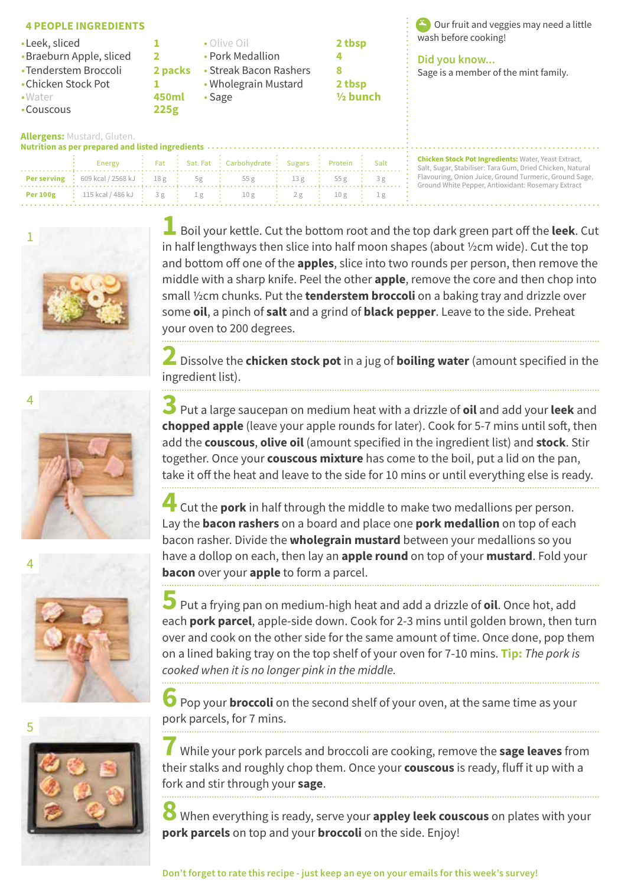## 4 PEOPLE INGREDIENTS

| | | | |
|---|---|---|---|
| Leek, sliced | 1 | Olive Oil | 2 tbsp |
| Braeburn Apple, sliced | 2 | Pork Medallion | 4 |
| Tenderstem Broccoli | 2 packs | Streak Bacon Rashers | 8 |
| Chicken Stock Pot | 1 | Wholegrain Mustard | 2 tbsp |
| Water | 450ml | Sage | ½ bunch |
| Couscous | 225g | | |

Our fruit and veggies may need a little wash before cooking!

**Did you know...**
Sage is a member of the mint family.

**Allergens:** Mustard, Gluten.

**Nutrition as per prepared and listed ingredients**

| | Energy | Fat | Sat. Fat | Carbohydrate | Sugars | Protein | Salt |
|---|---|---|---|---|---|---|---|
| Per serving | 609 kcal / 2568 kJ | 18 g | 5g | 55 g | 13 g | 55 g | 3 g |
| Per 100g | 115 kcal / 486 kJ | 3 g | 1 g | 10 g | 2 g | 10 g | 1 g |

**Chicken Stock Pot Ingredients:** Water, Yeast Extract, Salt, Sugar, Stabiliser: Tara Gum, Dried Chicken, Natural Flavouring, Onion Juice, Ground Turmeric, Ground Sage, Ground White Pepper, Antioxidant: Rosemary Extract

**1** Boil your kettle. Cut the bottom root and the top dark green part off the **leek**. Cut in half lengthways then slice into half moon shapes (about ½cm wide). Cut the top and bottom off one of the **apples**, slice into two rounds per person, then remove the middle with a sharp knife. Peel the other **apple**, remove the core and then chop into small ½cm chunks. Put the **tenderstem broccoli** on a baking tray and drizzle over some **oil**, a pinch of **salt** and a grind of **black pepper**. Leave to the side. Preheat your oven to 200 degrees.

**2** Dissolve the **chicken stock pot** in a jug of **boiling water** (amount specified in the ingredient list).

**3** Put a large saucepan on medium heat with a drizzle of **oil** and add your **leek** and **chopped apple** (leave your apple rounds for later). Cook for 5-7 mins until soft, then add the **couscous**, **olive oil** (amount specified in the ingredient list) and **stock**. Stir together. Once your **couscous mixture** has come to the boil, put a lid on the pan, take it off the heat and leave to the side for 10 mins or until everything else is ready.

**4** Cut the **pork** in half through the middle to make two medallions per person. Lay the **bacon rashers** on a board and place one **pork medallion** on top of each bacon rasher. Divide the **wholegrain mustard** between your medallions so you have a dollop on each, then lay an **apple round** on top of your **mustard**. Fold your **bacon** over your **apple** to form a parcel.

**5** Put a frying pan on medium-high heat and add a drizzle of **oil**. Once hot, add each **pork parcel**, apple-side down. Cook for 2-3 mins until golden brown, then turn over and cook on the other side for the same amount of time. Once done, pop them on a lined baking tray on the top shelf of your oven for 7-10 mins. **Tip:** *The pork is cooked when it is no longer pink in the middle.*

**6** Pop your **broccoli** on the second shelf of your oven, at the same time as your pork parcels, for 7 mins.

**7** While your pork parcels and broccoli are cooking, remove the **sage leaves** from their stalks and roughly chop them. Once your **couscous** is ready, fluff it up with a fork and stir through your **sage**.

**8** When everything is ready, serve your **appley leek couscous** on plates with your **pork parcels** on top and your **broccoli** on the side. Enjoy!

**Don't forget to rate this recipe - just keep an eye on your emails for this week's survey!**